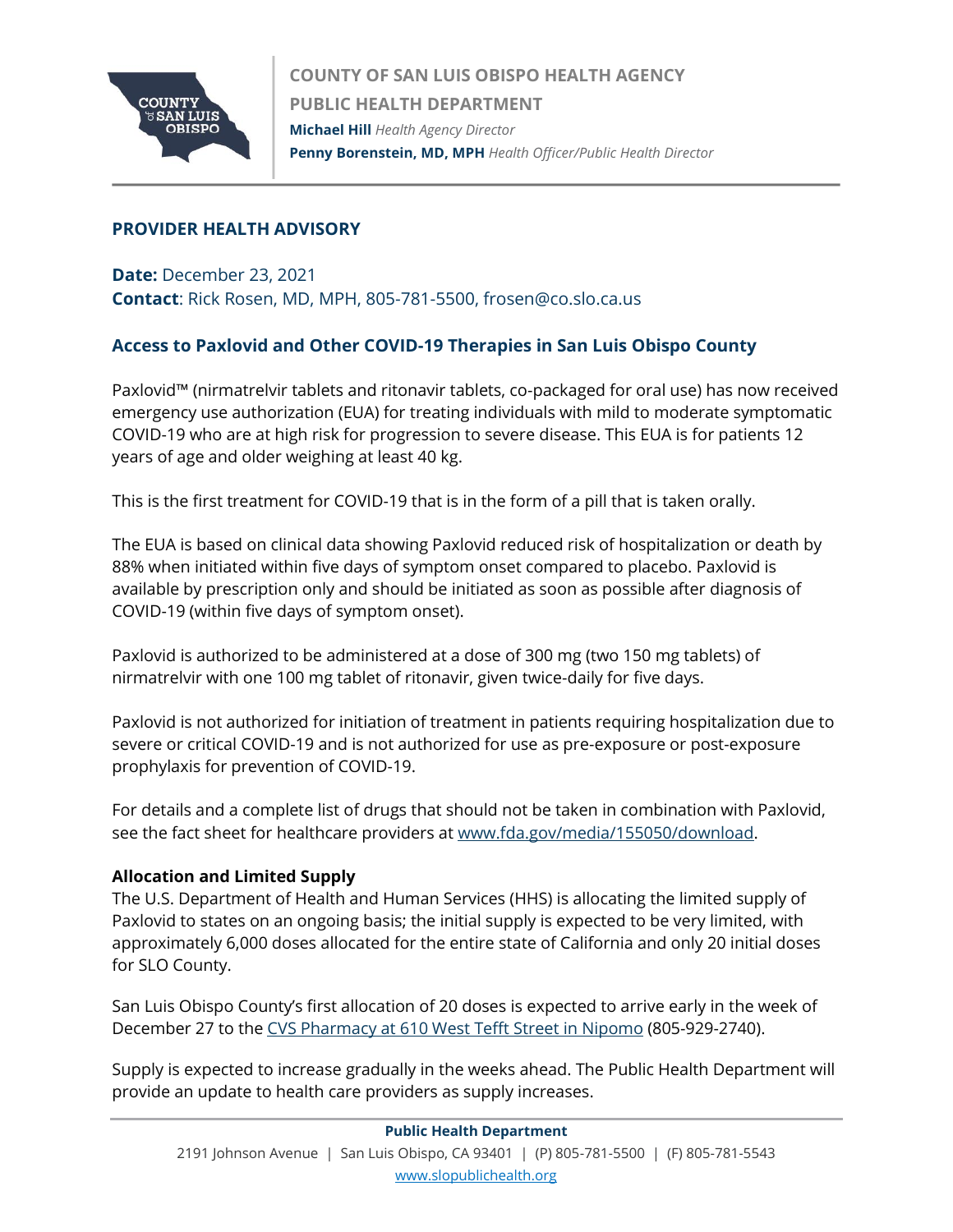COUNTY OF SAN LUIS OBISPO HEALTH AGENCY
PUBLIC HEALTH DEPARTMENT
**Michael Hill** *Health Agency Director*
**Penny Borenstein, MD, MPH** *Health Officer/Public Health Director*

## PROVIDER HEALTH ADVISORY

**Date:** December 23, 2021
**Contact**: Rick Rosen, MD, MPH, 805-781-5500, frosen@co.slo.ca.us

### Access to Paxlovid and Other COVID-19 Therapies in San Luis Obispo County

Paxlovid™ (nirmatrelvir tablets and ritonavir tablets, co-packaged for oral use) has now received emergency use authorization (EUA) for treating individuals with mild to moderate symptomatic COVID-19 who are at high risk for progression to severe disease. This EUA is for patients 12 years of age and older weighing at least 40 kg.

This is the first treatment for COVID-19 that is in the form of a pill that is taken orally.

The EUA is based on clinical data showing Paxlovid reduced risk of hospitalization or death by 88% when initiated within five days of symptom onset compared to placebo. Paxlovid is available by prescription only and should be initiated as soon as possible after diagnosis of COVID-19 (within five days of symptom onset).

Paxlovid is authorized to be administered at a dose of 300 mg (two 150 mg tablets) of nirmatrelvir with one 100 mg tablet of ritonavir, given twice-daily for five days.

Paxlovid is not authorized for initiation of treatment in patients requiring hospitalization due to severe or critical COVID-19 and is not authorized for use as pre-exposure or post-exposure prophylaxis for prevention of COVID-19.

For details and a complete list of drugs that should not be taken in combination with Paxlovid, see the fact sheet for healthcare providers at www.fda.gov/media/155050/download.

**Allocation and Limited Supply**
The U.S. Department of Health and Human Services (HHS) is allocating the limited supply of Paxlovid to states on an ongoing basis; the initial supply is expected to be very limited, with approximately 6,000 doses allocated for the entire state of California and only 20 initial doses for SLO County.

San Luis Obispo County's first allocation of 20 doses is expected to arrive early in the week of December 27 to the CVS Pharmacy at 610 West Tefft Street in Nipomo (805-929-2740).

Supply is expected to increase gradually in the weeks ahead. The Public Health Department will provide an update to health care providers as supply increases.

**Public Health Department**
2191 Johnson Avenue | San Luis Obispo, CA 93401 | (P) 805-781-5500 | (F) 805-781-5543
www.slopublichealth.org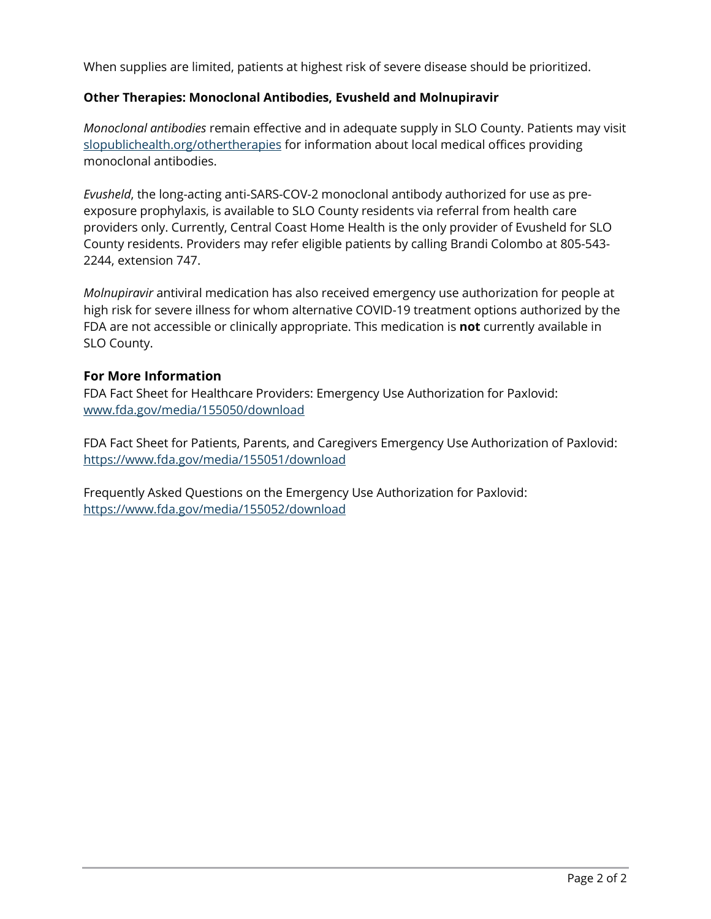When supplies are limited, patients at highest risk of severe disease should be prioritized.

**Other Therapies: Monoclonal Antibodies, Evusheld and Molnupiravir**

*Monoclonal antibodies* remain effective and in adequate supply in SLO County. Patients may visit [slopublichealth.org/othertherapies](slopublichealth.org/othertherapies) for information about local medical offices providing monoclonal antibodies.

*Evusheld*, the long-acting anti-SARS-COV-2 monoclonal antibody authorized for use as pre-exposure prophylaxis, is available to SLO County residents via referral from health care providers only. Currently, Central Coast Home Health is the only provider of Evusheld for SLO County residents. Providers may refer eligible patients by calling Brandi Colombo at 805-543-2244, extension 747.

*Molnupiravir* antiviral medication has also received emergency use authorization for people at high risk for severe illness for whom alternative COVID-19 treatment options authorized by the FDA are not accessible or clinically appropriate. This medication is **not** currently available in SLO County.

## For More Information

FDA Fact Sheet for Healthcare Providers: Emergency Use Authorization for Paxlovid: [www.fda.gov/media/155050/download](www.fda.gov/media/155050/download)

FDA Fact Sheet for Patients, Parents, and Caregivers Emergency Use Authorization of Paxlovid: [https://www.fda.gov/media/155051/download](https://www.fda.gov/media/155051/download)

Frequently Asked Questions on the Emergency Use Authorization for Paxlovid: [https://www.fda.gov/media/155052/download](https://www.fda.gov/media/155052/download)